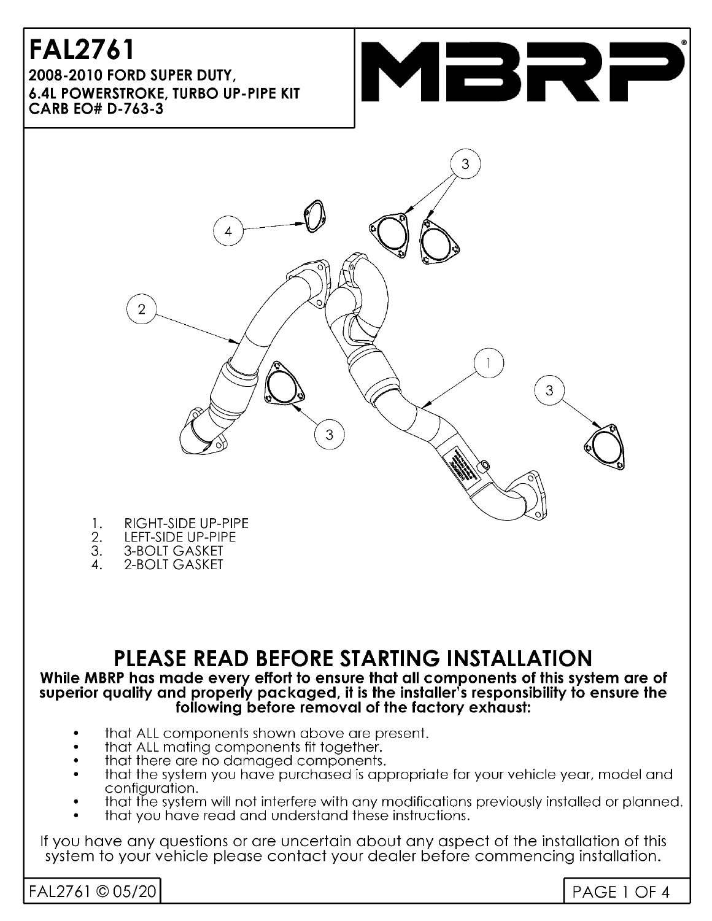# FAL2761

**2008-2010 FORD SUPER DUTY,**
**6.4L POWERSTROKE, TURBO UP-PIPE KIT**
**CARB EO# D-763-3**

MBRP®

1. RIGHT-SIDE UP-PIPE
2. LEFT-SIDE UP-PIPE
3. 3-BOLT GASKET
4. 2-BOLT GASKET

## PLEASE READ BEFORE STARTING INSTALLATION

**While MBRP has made every effort to ensure that all components of this system are of superior quality and properly packaged, it is the installer's responsibility to ensure the following before removal of the factory exhaust:**

- that ALL components shown above are present.
- that ALL mating components fit together.
- that there are no damaged components.
- that the system you have purchased is appropriate for your vehicle year, model and configuration.
- that the system will not interfere with any modifications previously installed or planned.
- that you have read and understand these instructions.

If you have any questions or are uncertain about any aspect of the installation of this system to your vehicle please contact your dealer before commencing installation.

FAL2761 © 05/20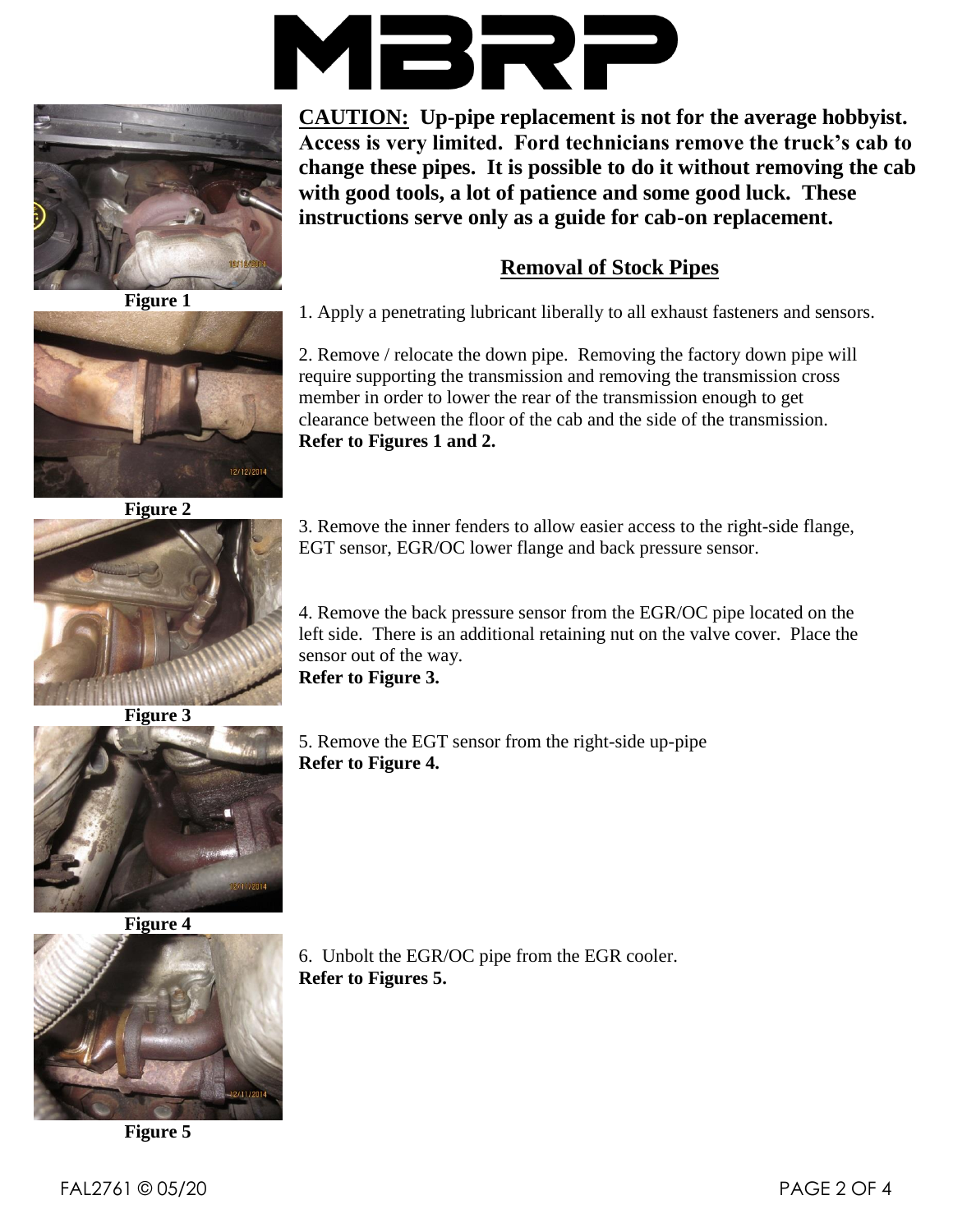**CAUTION: Up-pipe replacement is not for the average hobbyist. Access is very limited. Ford technicians remove the truck's cab to change these pipes. It is possible to do it without removing the cab with good tools, a lot of patience and some good luck. These instructions serve only as a guide for cab-on replacement.**

## Removal of Stock Pipes

Figure 1

1. Apply a penetrating lubricant liberally to all exhaust fasteners and sensors.

2. Remove / relocate the down pipe. Removing the factory down pipe will require supporting the transmission and removing the transmission cross member in order to lower the rear of the transmission enough to get clearance between the floor of the cab and the side of the transmission. **Refer to Figures 1 and 2.**

Figure 2

3. Remove the inner fenders to allow easier access to the right-side flange, EGT sensor, EGR/OC lower flange and back pressure sensor.

4. Remove the back pressure sensor from the EGR/OC pipe located on the left side. There is an additional retaining nut on the valve cover. Place the sensor out of the way.
**Refer to Figure 3.**

Figure 3

5. Remove the EGT sensor from the right-side up-pipe
**Refer to Figure 4.**

Figure 4

6. Unbolt the EGR/OC pipe from the EGR cooler.
**Refer to Figures 5.**

Figure 5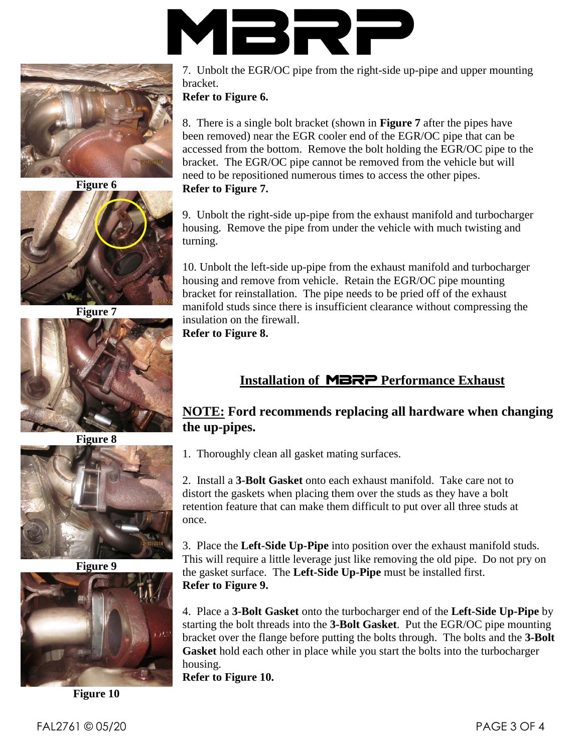# MBRP

Figure 6

Figure 7

Figure 8

Figure 9

Figure 10

7. Unbolt the EGR/OC pipe from the right-side up-pipe and upper mounting bracket.
**Refer to Figure 6.**

8. There is a single bolt bracket (shown in **Figure 7** after the pipes have been removed) near the EGR cooler end of the EGR/OC pipe that can be accessed from the bottom. Remove the bolt holding the EGR/OC pipe to the bracket. The EGR/OC pipe cannot be removed from the vehicle but will need to be repositioned numerous times to access the other pipes.
**Refer to Figure 7.**

9. Unbolt the right-side up-pipe from the exhaust manifold and turbocharger housing. Remove the pipe from under the vehicle with much twisting and turning.

10. Unbolt the left-side up-pipe from the exhaust manifold and turbocharger housing and remove from vehicle. Retain the EGR/OC pipe mounting bracket for reinstallation. The pipe needs to be pried off of the exhaust manifold studs since there is insufficient clearance without compressing the insulation on the firewall.
**Refer to Figure 8.**

## Installation of MBRP Performance Exhaust

**NOTE: Ford recommends replacing all hardware when changing the up-pipes.**

1. Thoroughly clean all gasket mating surfaces.

2. Install a **3-Bolt Gasket** onto each exhaust manifold. Take care not to distort the gaskets when placing them over the studs as they have a bolt retention feature that can make them difficult to put over all three studs at once.

3. Place the **Left-Side Up-Pipe** into position over the exhaust manifold studs. This will require a little leverage just like removing the old pipe. Do not pry on the gasket surface. The **Left-Side Up-Pipe** must be installed first.
**Refer to Figure 9.**

4. Place a **3-Bolt Gasket** onto the turbocharger end of the **Left-Side Up-Pipe** by starting the bolt threads into the **3-Bolt Gasket**. Put the EGR/OC pipe mounting bracket over the flange before putting the bolts through. The bolts and the **3-Bolt Gasket** hold each other in place while you start the bolts into the turbocharger housing.
**Refer to Figure 10.**

FAL2761 © 05/20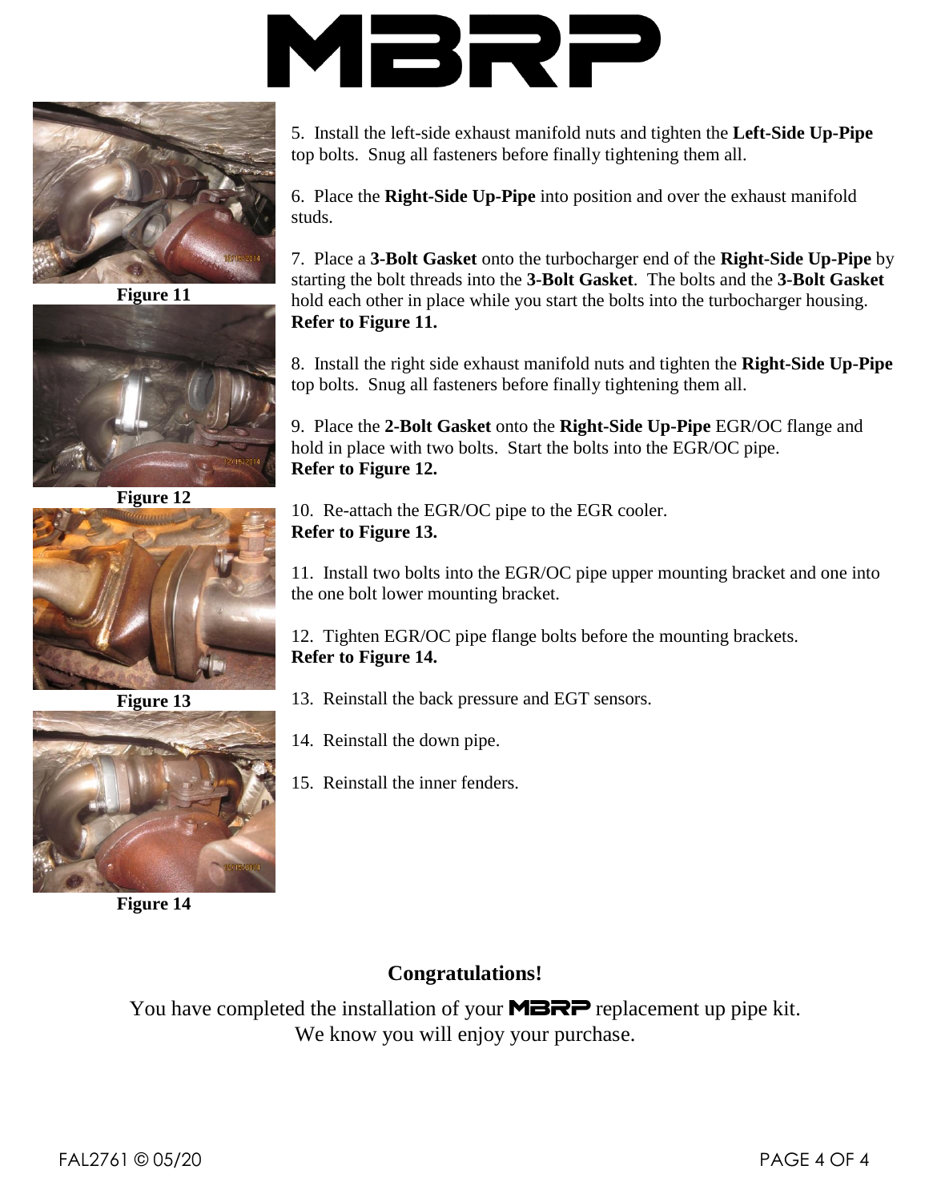5. Install the left-side exhaust manifold nuts and tighten the **Left-Side Up-Pipe** top bolts. Snug all fasteners before finally tightening them all.

6. Place the **Right-Side Up-Pipe** into position and over the exhaust manifold studs.

7. Place a **3-Bolt Gasket** onto the turbocharger end of the **Right-Side Up-Pipe** by starting the bolt threads into the **3-Bolt Gasket**. The bolts and the **3-Bolt Gasket** hold each other in place while you start the bolts into the turbocharger housing. **Refer to Figure 11.**

8. Install the right side exhaust manifold nuts and tighten the **Right-Side Up-Pipe** top bolts. Snug all fasteners before finally tightening them all.

9. Place the **2-Bolt Gasket** onto the **Right-Side Up-Pipe** EGR/OC flange and hold in place with two bolts. Start the bolts into the EGR/OC pipe.
**Refer to Figure 12.**

10. Re-attach the EGR/OC pipe to the EGR cooler.
**Refer to Figure 13.**

11. Install two bolts into the EGR/OC pipe upper mounting bracket and one into the one bolt lower mounting bracket.

12. Tighten EGR/OC pipe flange bolts before the mounting brackets.
**Refer to Figure 14.**

13. Reinstall the back pressure and EGT sensors.

14. Reinstall the down pipe.

15. Reinstall the inner fenders.

**Figure 11**

**Figure 12**

**Figure 13**

**Figure 14**

## Congratulations!

You have completed the installation of your MBRP replacement up pipe kit.
We know you will enjoy your purchase.

FAL2761 © 05/20